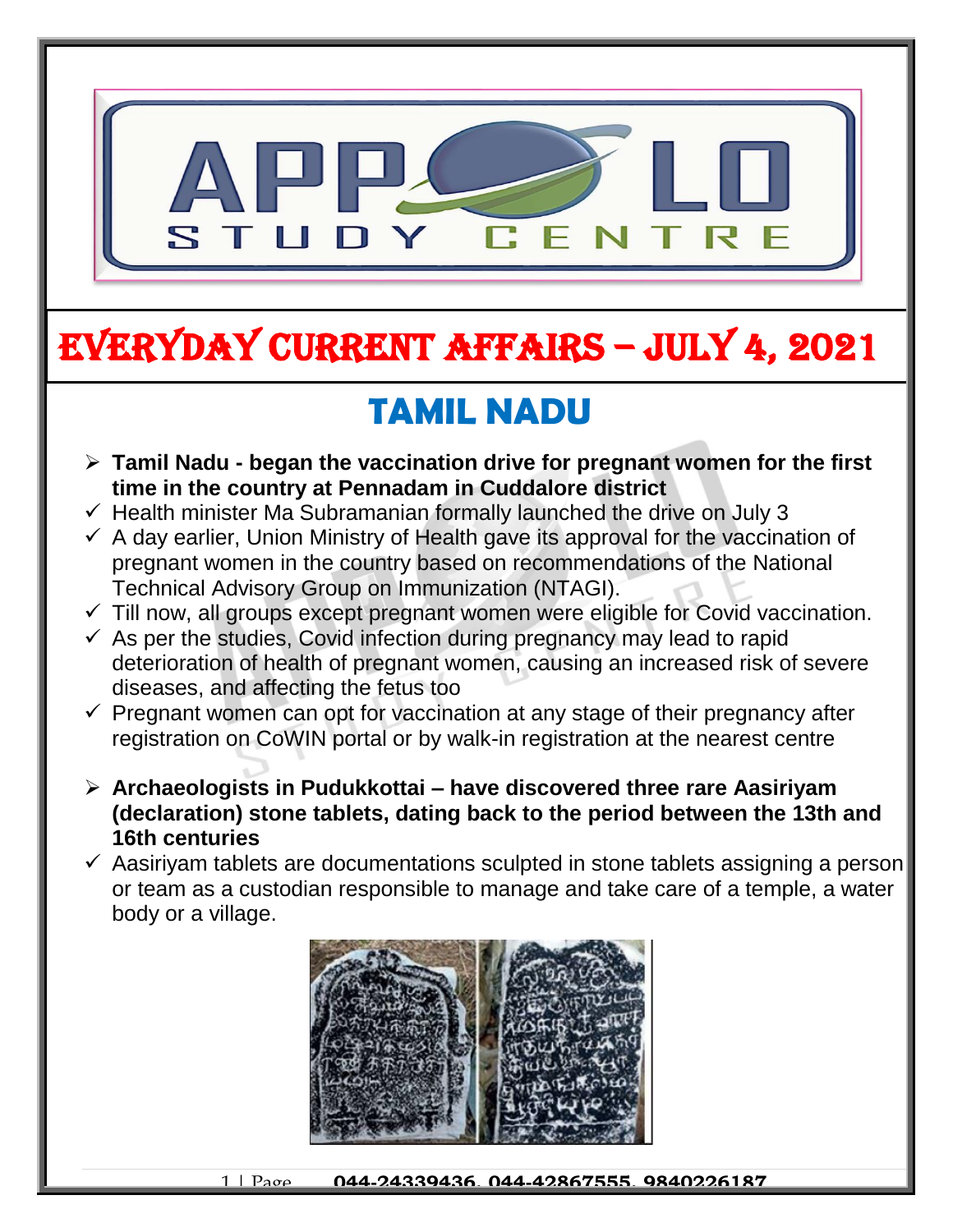# EVERYDAY CURRENT AFFAIRS – JULY 4, 2021

## TAMIL NADU

- **Tamil Nadu - began the vaccination drive for pregnant women for the first time in the country at Pennadam in Cuddalore district**
  - ✓ Health minister Ma Subramanian formally launched the drive on July 3
  - ✓ A day earlier, Union Ministry of Health gave its approval for the vaccination of pregnant women in the country based on recommendations of the National Technical Advisory Group on Immunization (NTAGI).
  - ✓ Till now, all groups except pregnant women were eligible for Covid vaccination.
  - ✓ As per the studies, Covid infection during pregnancy may lead to rapid deterioration of health of pregnant women, causing an increased risk of severe diseases, and affecting the fetus too
  - ✓ Pregnant women can opt for vaccination at any stage of their pregnancy after registration on CoWIN portal or by walk-in registration at the nearest centre

- **Archaeologists in Pudukkottai – have discovered three rare Aasiriyam (declaration) stone tablets, dating back to the period between the 13th and 16th centuries**
  - ✓ Aasiriyam tablets are documentations sculpted in stone tablets assigning a person or team as a custodian responsible to manage and take care of a temple, a water body or a village.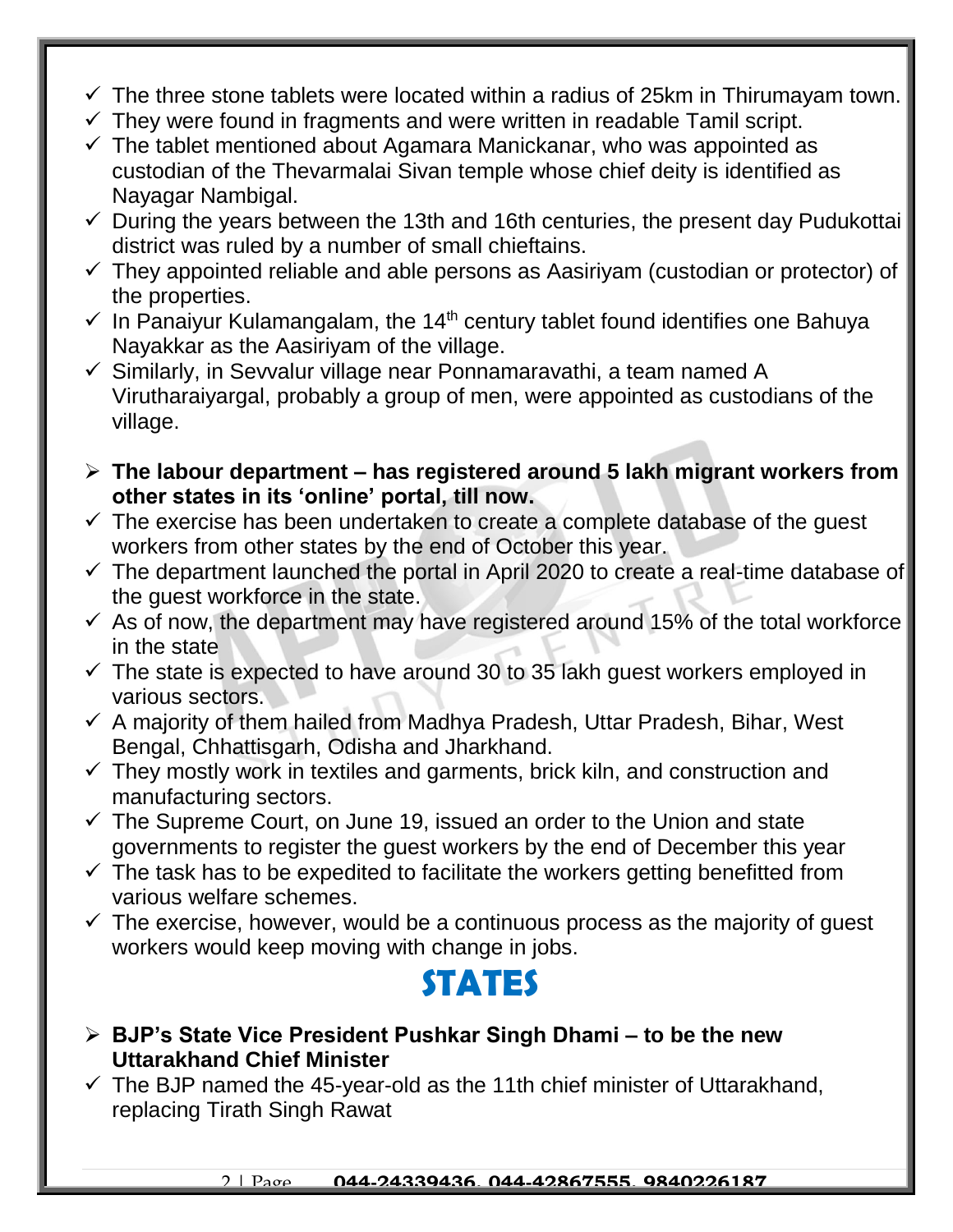- ✓ The three stone tablets were located within a radius of 25km in Thirumayam town.
- ✓ They were found in fragments and were written in readable Tamil script.
- ✓ The tablet mentioned about Agamara Manickanar, who was appointed as custodian of the Thevarmalai Sivan temple whose chief deity is identified as Nayagar Nambigal.
- ✓ During the years between the 13th and 16th centuries, the present day Pudukottai district was ruled by a number of small chieftains.
- ✓ They appointed reliable and able persons as Aasiriyam (custodian or protector) of the properties.
- ✓ In Panaiyur Kulamangalam, the 14th century tablet found identifies one Bahuya Nayakkar as the Aasiriyam of the village.
- ✓ Similarly, in Sevvalur village near Ponnamaravathi, a team named A Virutharaiyargal, probably a group of men, were appointed as custodians of the village.

- ➢ **The labour department – has registered around 5 lakh migrant workers from other states in its 'online' portal, till now.**
- ✓ The exercise has been undertaken to create a complete database of the guest workers from other states by the end of October this year.
- ✓ The department launched the portal in April 2020 to create a real-time database of the guest workforce in the state.
- ✓ As of now, the department may have registered around 15% of the total workforce in the state
- ✓ The state is expected to have around 30 to 35 lakh guest workers employed in various sectors.
- ✓ A majority of them hailed from Madhya Pradesh, Uttar Pradesh, Bihar, West Bengal, Chhattisgarh, Odisha and Jharkhand.
- ✓ They mostly work in textiles and garments, brick kiln, and construction and manufacturing sectors.
- ✓ The Supreme Court, on June 19, issued an order to the Union and state governments to register the guest workers by the end of December this year
- ✓ The task has to be expedited to facilitate the workers getting benefitted from various welfare schemes.
- ✓ The exercise, however, would be a continuous process as the majority of guest workers would keep moving with change in jobs.

# STATES

- ➢ **BJP's State Vice President Pushkar Singh Dhami – to be the new Uttarakhand Chief Minister**
- ✓ The BJP named the 45-year-old as the 11th chief minister of Uttarakhand, replacing Tirath Singh Rawat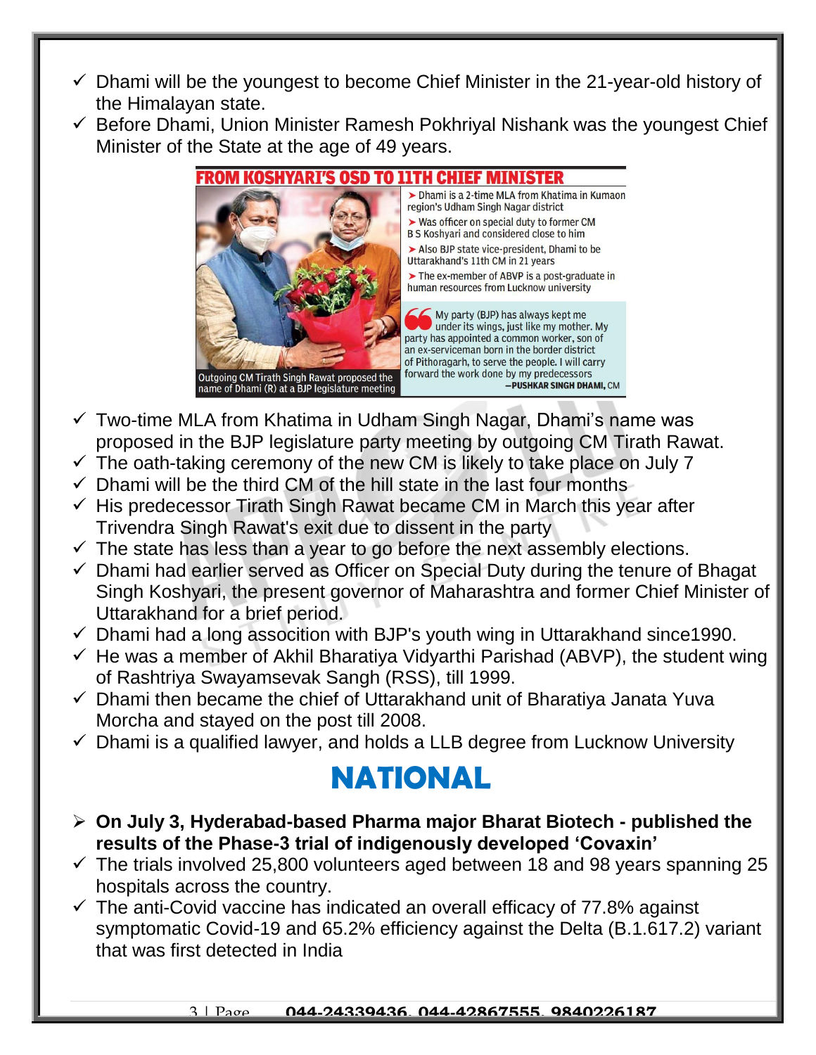- ✓ Dhami will be the youngest to become Chief Minister in the 21-year-old history of the Himalayan state.
- ✓ Before Dhami, Union Minister Ramesh Pokhriyal Nishank was the youngest Chief Minister of the State at the age of 49 years.

**FROM KOSHYARI'S OSD TO 11TH CHIEF MINISTER**

- Dhami is a 2-time MLA from Khatima in Kumaon region's Udham Singh Nagar district
- Was officer on special duty to former CM B S Koshyari and considered close to him
- Also BJP state vice-president, Dhami to be Uttarakhand's 11th CM in 21 years
- The ex-member of ABVP is a post-graduate in human resources from Lucknow university

"My party (BJP) has always kept me under its wings, just like my mother. My party has appointed a common worker, son of an ex-serviceman born in the border district of Pithoragarh, to serve the people. I will carry forward the work done by my predecessors" —PUSHKAR SINGH DHAMI, CM

Outgoing CM Tirath Singh Rawat proposed the name of Dhami (R) at a BJP legislature meeting

- ✓ Two-time MLA from Khatima in Udham Singh Nagar, Dhami's name was proposed in the BJP legislature party meeting by outgoing CM Tirath Rawat.
- ✓ The oath-taking ceremony of the new CM is likely to take place on July 7
- ✓ Dhami will be the third CM of the hill state in the last four months
- ✓ His predecessor Tirath Singh Rawat became CM in March this year after Trivendra Singh Rawat's exit due to dissent in the party
- ✓ The state has less than a year to go before the next assembly elections.
- ✓ Dhami had earlier served as Officer on Special Duty during the tenure of Bhagat Singh Koshyari, the present governor of Maharashtra and former Chief Minister of Uttarakhand for a brief period.
- ✓ Dhami had a long assocition with BJP's youth wing in Uttarakhand since1990.
- ✓ He was a member of Akhil Bharatiya Vidyarthi Parishad (ABVP), the student wing of Rashtriya Swayamsevak Sangh (RSS), till 1999.
- ✓ Dhami then became the chief of Uttarakhand unit of Bharatiya Janata Yuva Morcha and stayed on the post till 2008.
- ✓ Dhami is a qualified lawyer, and holds a LLB degree from Lucknow University

# NATIONAL

- **On July 3, Hyderabad-based Pharma major Bharat Biotech - published the results of the Phase-3 trial of indigenously developed 'Covaxin'**
- ✓ The trials involved 25,800 volunteers aged between 18 and 98 years spanning 25 hospitals across the country.
- ✓ The anti-Covid vaccine has indicated an overall efficacy of 77.8% against symptomatic Covid-19 and 65.2% efficiency against the Delta (B.1.617.2) variant that was first detected in India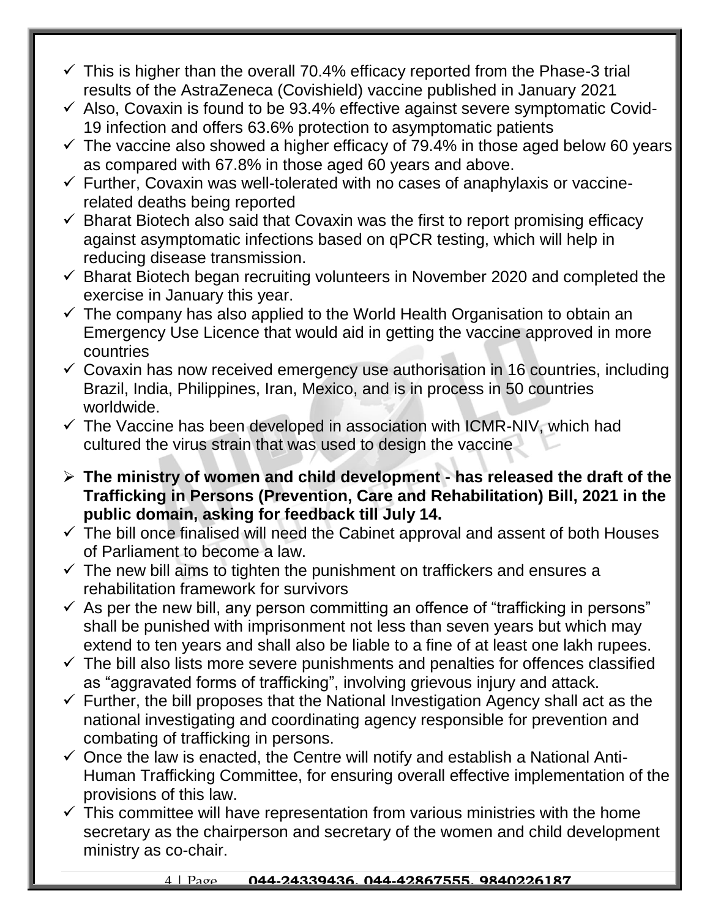- ✓ This is higher than the overall 70.4% efficacy reported from the Phase-3 trial results of the AstraZeneca (Covishield) vaccine published in January 2021
- ✓ Also, Covaxin is found to be 93.4% effective against severe symptomatic Covid-19 infection and offers 63.6% protection to asymptomatic patients
- ✓ The vaccine also showed a higher efficacy of 79.4% in those aged below 60 years as compared with 67.8% in those aged 60 years and above.
- ✓ Further, Covaxin was well-tolerated with no cases of anaphylaxis or vaccine-related deaths being reported
- ✓ Bharat Biotech also said that Covaxin was the first to report promising efficacy against asymptomatic infections based on qPCR testing, which will help in reducing disease transmission.
- ✓ Bharat Biotech began recruiting volunteers in November 2020 and completed the exercise in January this year.
- ✓ The company has also applied to the World Health Organisation to obtain an Emergency Use Licence that would aid in getting the vaccine approved in more countries
- ✓ Covaxin has now received emergency use authorisation in 16 countries, including Brazil, India, Philippines, Iran, Mexico, and is in process in 50 countries worldwide.
- ✓ The Vaccine has been developed in association with ICMR-NIV, which had cultured the virus strain that was used to design the vaccine

➢ **The ministry of women and child development - has released the draft of the Trafficking in Persons (Prevention, Care and Rehabilitation) Bill, 2021 in the public domain, asking for feedback till July 14.**

- ✓ The bill once finalised will need the Cabinet approval and assent of both Houses of Parliament to become a law.
- ✓ The new bill aims to tighten the punishment on traffickers and ensures a rehabilitation framework for survivors
- ✓ As per the new bill, any person committing an offence of "trafficking in persons" shall be punished with imprisonment not less than seven years but which may extend to ten years and shall also be liable to a fine of at least one lakh rupees.
- ✓ The bill also lists more severe punishments and penalties for offences classified as "aggravated forms of trafficking", involving grievous injury and attack.
- ✓ Further, the bill proposes that the National Investigation Agency shall act as the national investigating and coordinating agency responsible for prevention and combating of trafficking in persons.
- ✓ Once the law is enacted, the Centre will notify and establish a National Anti-Human Trafficking Committee, for ensuring overall effective implementation of the provisions of this law.
- ✓ This committee will have representation from various ministries with the home secretary as the chairperson and secretary of the women and child development ministry as co-chair.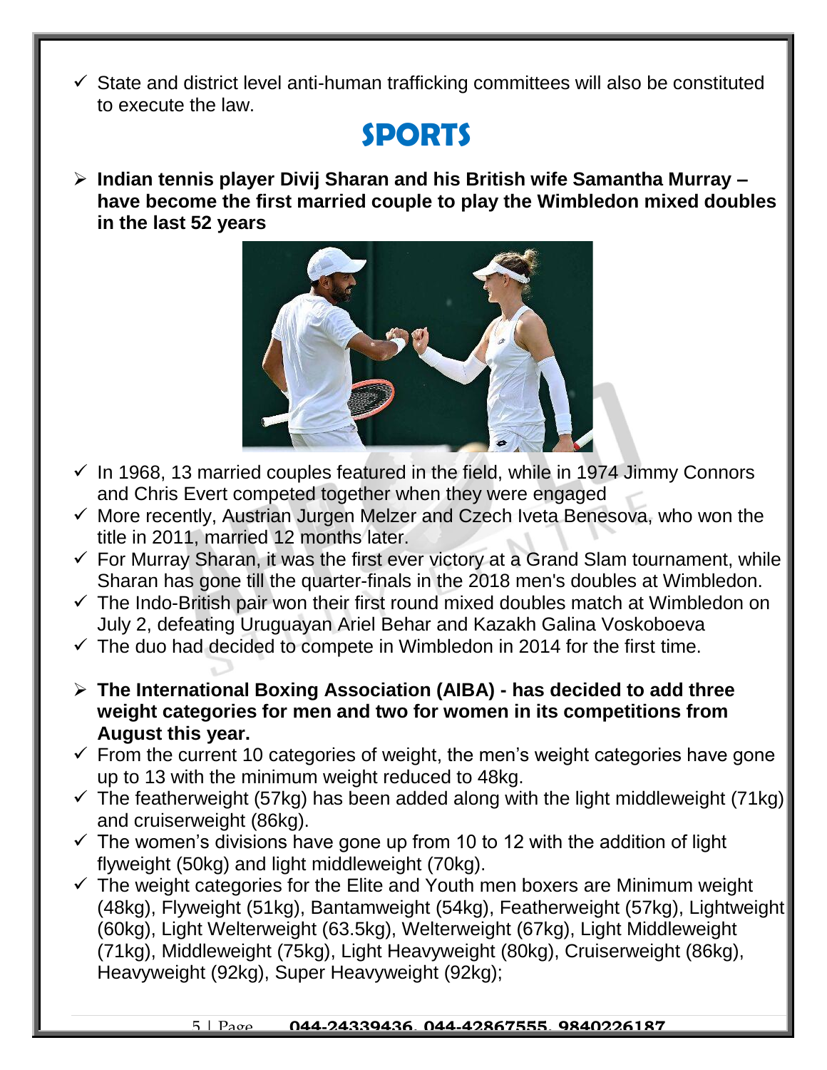- ✓ State and district level anti-human trafficking committees will also be constituted to execute the law.

# SPORTS

- ➢ **Indian tennis player Divij Sharan and his British wife Samantha Murray – have become the first married couple to play the Wimbledon mixed doubles in the last 52 years**

- ✓ In 1968, 13 married couples featured in the field, while in 1974 Jimmy Connors and Chris Evert competed together when they were engaged
- ✓ More recently, Austrian Jurgen Melzer and Czech Iveta Benesova, who won the title in 2011, married 12 months later.
- ✓ For Murray Sharan, it was the first ever victory at a Grand Slam tournament, while Sharan has gone till the quarter-finals in the 2018 men's doubles at Wimbledon.
- ✓ The Indo-British pair won their first round mixed doubles match at Wimbledon on July 2, defeating Uruguayan Ariel Behar and Kazakh Galina Voskoboeva
- ✓ The duo had decided to compete in Wimbledon in 2014 for the first time.

- ➢ **The International Boxing Association (AIBA) - has decided to add three weight categories for men and two for women in its competitions from August this year.**
- ✓ From the current 10 categories of weight, the men's weight categories have gone up to 13 with the minimum weight reduced to 48kg.
- ✓ The featherweight (57kg) has been added along with the light middleweight (71kg) and cruiserweight (86kg).
- ✓ The women's divisions have gone up from 10 to 12 with the addition of light flyweight (50kg) and light middleweight (70kg).
- ✓ The weight categories for the Elite and Youth men boxers are Minimum weight (48kg), Flyweight (51kg), Bantamweight (54kg), Featherweight (57kg), Lightweight (60kg), Light Welterweight (63.5kg), Welterweight (67kg), Light Middleweight (71kg), Middleweight (75kg), Light Heavyweight (80kg), Cruiserweight (86kg), Heavyweight (92kg), Super Heavyweight (92kg);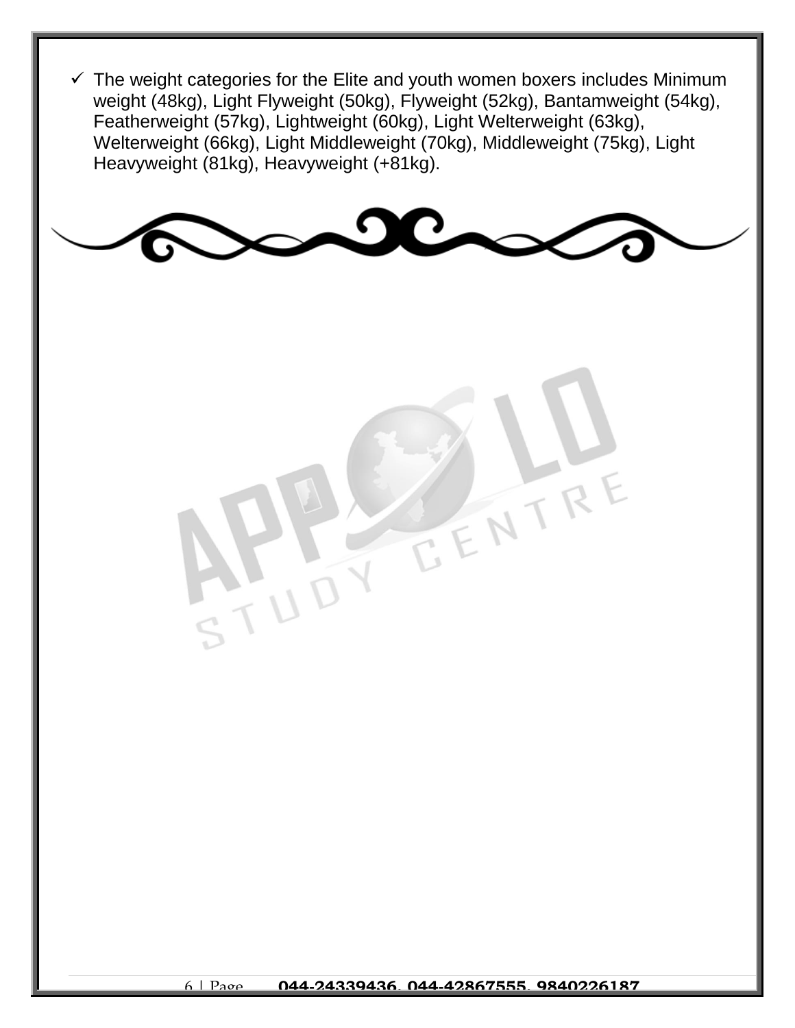- ✓ The weight categories for the Elite and youth women boxers includes Minimum weight (48kg), Light Flyweight (50kg), Flyweight (52kg), Bantamweight (54kg), Featherweight (57kg), Lightweight (60kg), Light Welterweight (63kg), Welterweight (66kg), Light Middleweight (70kg), Middleweight (75kg), Light Heavyweight (81kg), Heavyweight (+81kg).